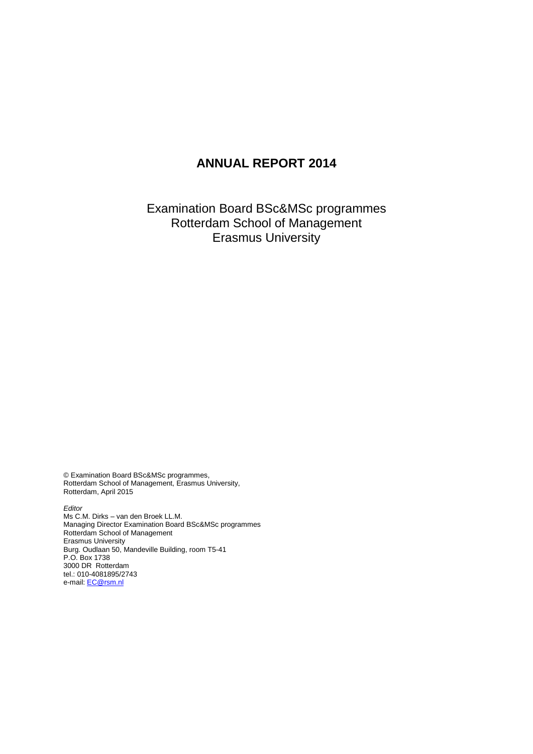# ANNUAL REPORT 2014

Examination Board BSc&MSc programmes
Rotterdam School of Management
Erasmus University

© Examination Board BSc&MSc programmes,
Rotterdam School of Management, Erasmus University,
Rotterdam, April 2015

*Editor*
Ms C.M. Dirks – van den Broek LL.M.
Managing Director Examination Board BSc&MSc programmes
Rotterdam School of Management
Erasmus University
Burg. Oudlaan 50, Mandeville Building, room T5-41
P.O. Box 1738
3000 DR Rotterdam
tel.: 010-4081895/2743
e-mail: EC@rsm.nl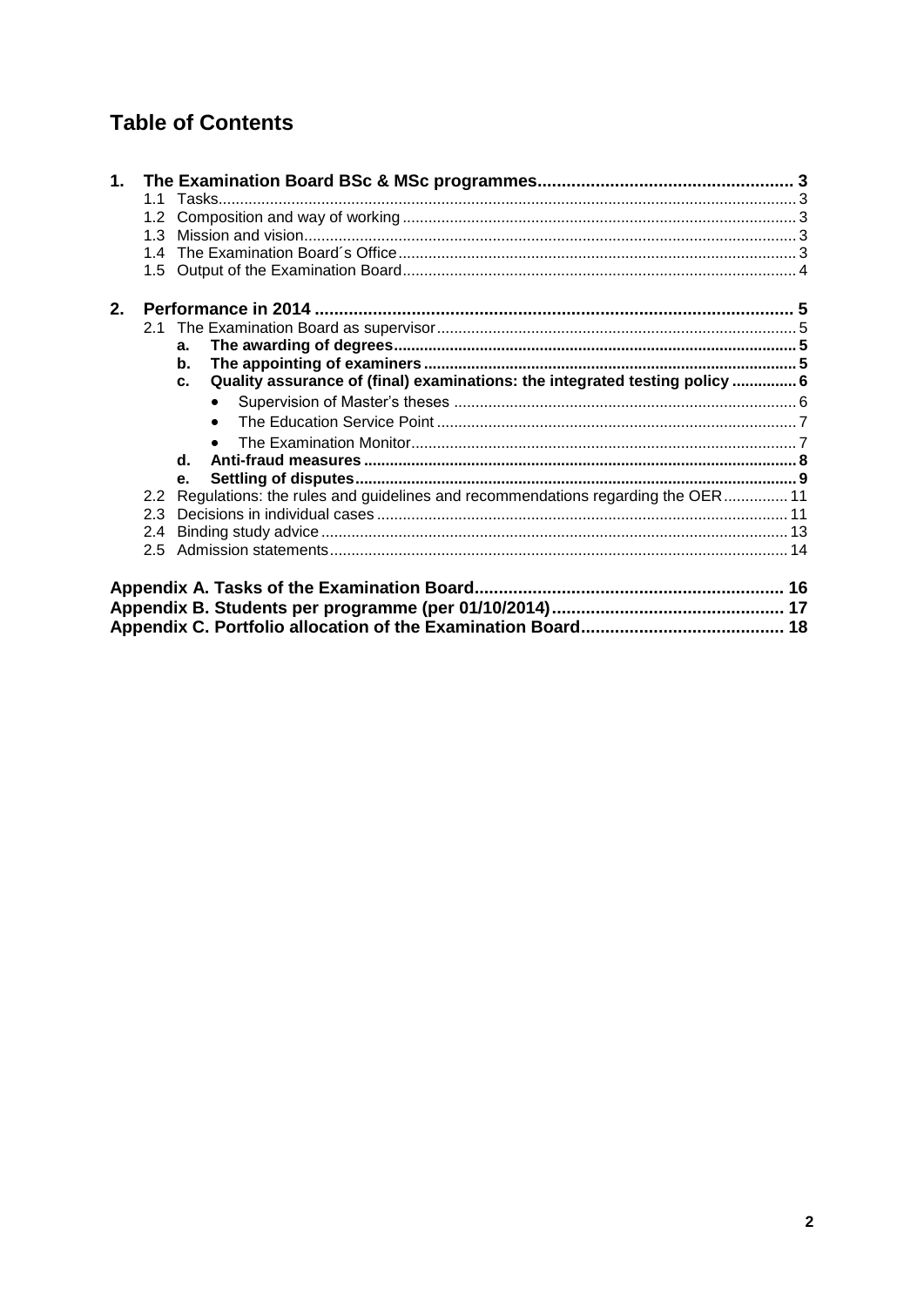# Table of Contents

1. **The Examination Board BSc & MSc programmes ..... 3**
   - 1.1 Tasks ..... 3
   - 1.2 Composition and way of working ..... 3
   - 1.3 Mission and vision ..... 3
   - 1.4 The Examination Board´s Office ..... 3
   - 1.5 Output of the Examination Board ..... 4
2. **Performance in 2014 ..... 5**
   - 2.1 The Examination Board as supervisor ..... 5
     - a. **The awarding of degrees ..... 5**
     - b. **The appointing of examiners ..... 5**
     - c. **Quality assurance of (final) examinations: the integrated testing policy ..... 6**
       - Supervision of Master's theses ..... 6
       - The Education Service Point ..... 7
       - The Examination Monitor ..... 7
     - d. **Anti-fraud measures ..... 8**
     - e. **Settling of disputes ..... 9**
   - 2.2 Regulations: the rules and guidelines and recommendations regarding the OER ..... 11
   - 2.3 Decisions in individual cases ..... 11
   - 2.4 Binding study advice ..... 13
   - 2.5 Admission statements ..... 14

**Appendix A. Tasks of the Examination Board ..... 16**

**Appendix B. Students per programme (per 01/10/2014) ..... 17**

**Appendix C. Portfolio allocation of the Examination Board ..... 18**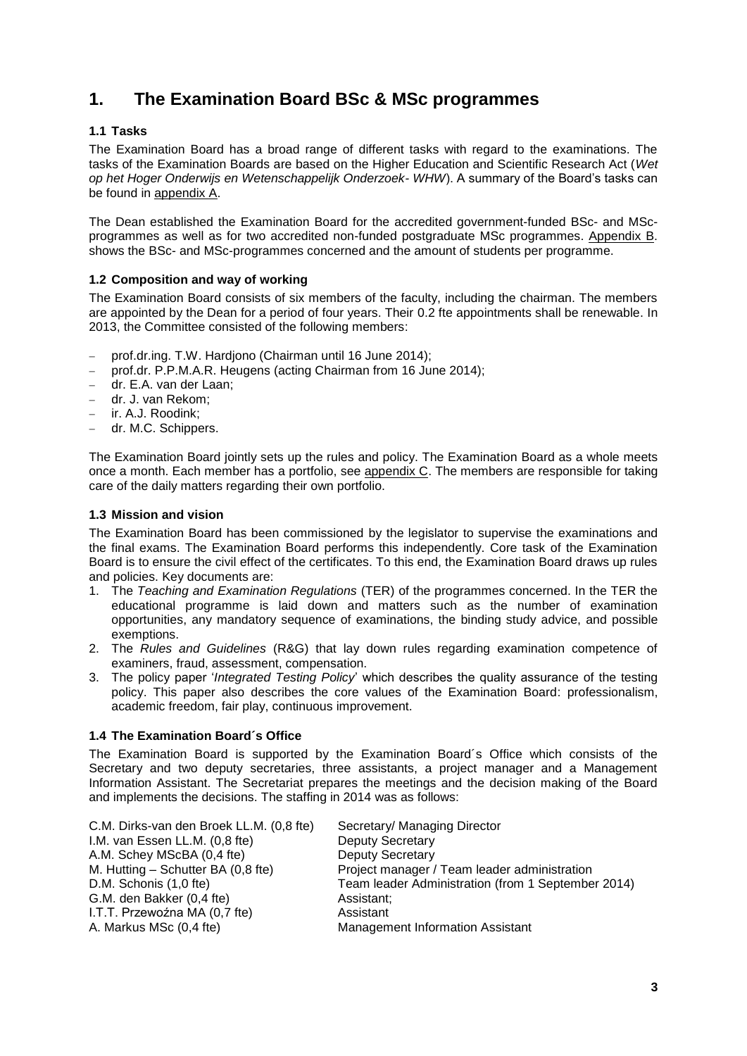# 1. The Examination Board BSc & MSc programmes

### 1.1 Tasks

The Examination Board has a broad range of different tasks with regard to the examinations. The tasks of the Examination Boards are based on the Higher Education and Scientific Research Act (*Wet op het Hoger Onderwijs en Wetenschappelijk Onderzoek- WHW*). A summary of the Board's tasks can be found in appendix A.

The Dean established the Examination Board for the accredited government-funded BSc- and MSc-programmes as well as for two accredited non-funded postgraduate MSc programmes. Appendix B. shows the BSc- and MSc-programmes concerned and the amount of students per programme.

### 1.2 Composition and way of working

The Examination Board consists of six members of the faculty, including the chairman. The members are appointed by the Dean for a period of four years. Their 0.2 fte appointments shall be renewable. In 2013, the Committee consisted of the following members:

- prof.dr.ing. T.W. Hardjono (Chairman until 16 June 2014);
- prof.dr. P.P.M.A.R. Heugens (acting Chairman from 16 June 2014);
- dr. E.A. van der Laan;
- dr. J. van Rekom;
- ir. A.J. Roodink;
- dr. M.C. Schippers.

The Examination Board jointly sets up the rules and policy. The Examination Board as a whole meets once a month. Each member has a portfolio, see appendix C. The members are responsible for taking care of the daily matters regarding their own portfolio.

### 1.3 Mission and vision

The Examination Board has been commissioned by the legislator to supervise the examinations and the final exams. The Examination Board performs this independently. Core task of the Examination Board is to ensure the civil effect of the certificates. To this end, the Examination Board draws up rules and policies. Key documents are:

1. The *Teaching and Examination Regulations* (TER) of the programmes concerned. In the TER the educational programme is laid down and matters such as the number of examination opportunities, any mandatory sequence of examinations, the binding study advice, and possible exemptions.
2. The *Rules and Guidelines* (R&G) that lay down rules regarding examination competence of examiners, fraud, assessment, compensation.
3. The policy paper '*Integrated Testing Policy*' which describes the quality assurance of the testing policy. This paper also describes the core values of the Examination Board: professionalism, academic freedom, fair play, continuous improvement.

### 1.4 The Examination Board´s Office

The Examination Board is supported by the Examination Board´s Office which consists of the Secretary and two deputy secretaries, three assistants, a project manager and a Management Information Assistant. The Secretariat prepares the meetings and the decision making of the Board and implements the decisions. The staffing in 2014 was as follows:

| | |
|---|---|
| C.M. Dirks-van den Broek LL.M. (0,8 fte) | Secretary/ Managing Director |
| I.M. van Essen LL.M. (0,8 fte) | Deputy Secretary |
| A.M. Schey MScBA (0,4 fte) | Deputy Secretary |
| M. Hutting – Schutter BA (0,8 fte) | Project manager / Team leader administration |
| D.M. Schonis (1,0 fte) | Team leader Administration (from 1 September 2014) |
| G.M. den Bakker (0,4 fte) | Assistant; |
| I.T.T. Przewoźna MA (0,7 fte) | Assistant |
| A. Markus MSc (0,4 fte) | Management Information Assistant |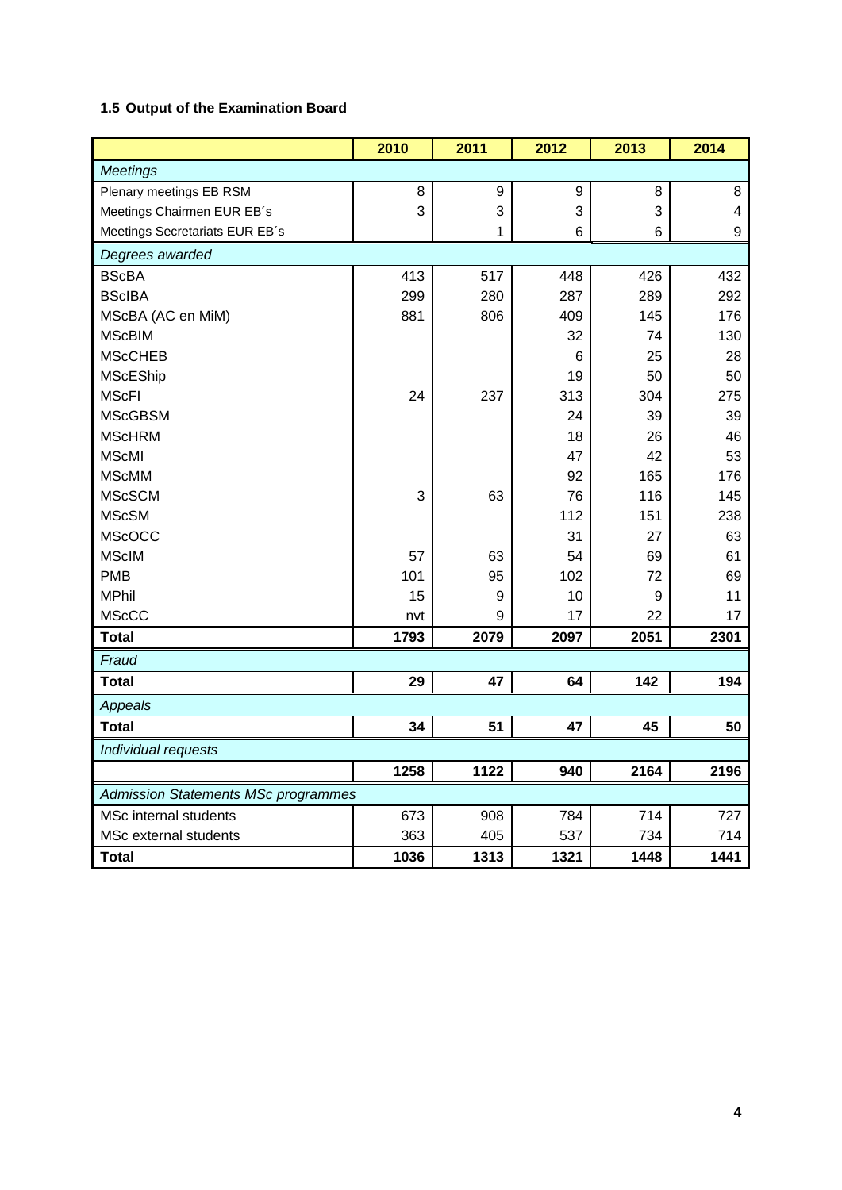### 1.5 Output of the Examination Board

| | 2010 | 2011 | 2012 | 2013 | 2014 |
|---|---|---|---|---|---|
| *Meetings* | | | | | |
| Plenary meetings EB RSM | 8 | 9 | 9 | 8 | 8 |
| Meetings Chairmen EUR EB´s | 3 | 3 | 3 | 3 | 4 |
| Meetings Secretariats EUR EB´s | | 1 | 6 | 6 | 9 |
| *Degrees awarded* | | | | | |
| BScBA | 413 | 517 | 448 | 426 | 432 |
| BScIBA | 299 | 280 | 287 | 289 | 292 |
| MScBA (AC en MiM) | 881 | 806 | 409 | 145 | 176 |
| MScBIM | | | 32 | 74 | 130 |
| MScCHEB | | | 6 | 25 | 28 |
| MScEShip | | | 19 | 50 | 50 |
| MScFI | 24 | 237 | 313 | 304 | 275 |
| MScGBSM | | | 24 | 39 | 39 |
| MScHRM | | | 18 | 26 | 46 |
| MScMI | | | 47 | 42 | 53 |
| MScMM | | | 92 | 165 | 176 |
| MScSCM | 3 | 63 | 76 | 116 | 145 |
| MScSM | | | 112 | 151 | 238 |
| MScOCC | | | 31 | 27 | 63 |
| MScIM | 57 | 63 | 54 | 69 | 61 |
| PMB | 101 | 95 | 102 | 72 | 69 |
| MPhil | 15 | 9 | 10 | 9 | 11 |
| MScCC | nvt | 9 | 17 | 22 | 17 |
| **Total** | **1793** | **2079** | **2097** | **2051** | **2301** |
| *Fraud* | | | | | |
| **Total** | **29** | **47** | **64** | **142** | **194** |
| *Appeals* | | | | | |
| **Total** | **34** | **51** | **47** | **45** | **50** |
| *Individual requests* | | | | | |
| | **1258** | **1122** | **940** | **2164** | **2196** |
| *Admission Statements MSc programmes* | | | | | |
| MSc internal students | 673 | 908 | 784 | 714 | 727 |
| MSc external students | 363 | 405 | 537 | 734 | 714 |
| **Total** | **1036** | **1313** | **1321** | **1448** | **1441** |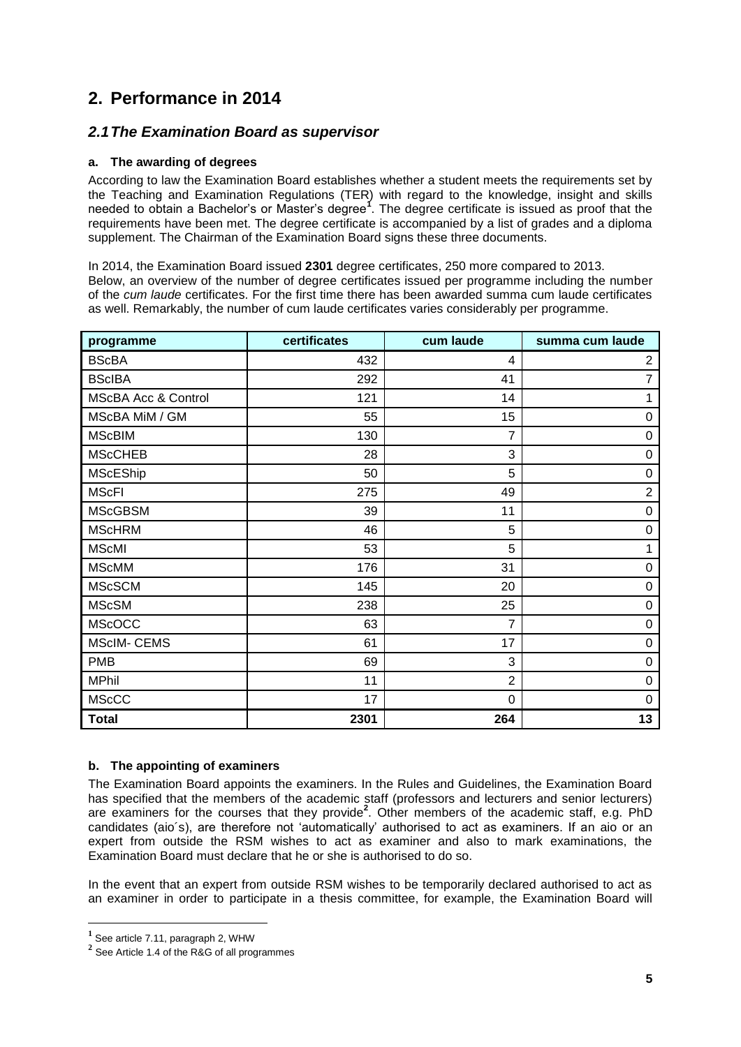## 2. Performance in 2014

### *2.1 The Examination Board as supervisor*

**a. The awarding of degrees**

According to law the Examination Board establishes whether a student meets the requirements set by the Teaching and Examination Regulations (TER) with regard to the knowledge, insight and skills needed to obtain a Bachelor's or Master's degree[1]. The degree certificate is issued as proof that the requirements have been met. The degree certificate is accompanied by a list of grades and a diploma supplement. The Chairman of the Examination Board signs these three documents.

In 2014, the Examination Board issued **2301** degree certificates, 250 more compared to 2013.
Below, an overview of the number of degree certificates issued per programme including the number of the *cum laude* certificates. For the first time there has been awarded summa cum laude certificates as well. Remarkably, the number of cum laude certificates varies considerably per programme.

| programme | certificates | cum laude | summa cum laude |
|---|---|---|---|
| BScBA | 432 | 4 | 2 |
| BScIBA | 292 | 41 | 7 |
| MScBA Acc & Control | 121 | 14 | 1 |
| MScBA MiM / GM | 55 | 15 | 0 |
| MScBIM | 130 | 7 | 0 |
| MScCHEB | 28 | 3 | 0 |
| MScEShip | 50 | 5 | 0 |
| MScFI | 275 | 49 | 2 |
| MScGBSM | 39 | 11 | 0 |
| MScHRM | 46 | 5 | 0 |
| MScMI | 53 | 5 | 1 |
| MScMM | 176 | 31 | 0 |
| MScSCM | 145 | 20 | 0 |
| MScSM | 238 | 25 | 0 |
| MScOCC | 63 | 7 | 0 |
| MScIM- CEMS | 61 | 17 | 0 |
| PMB | 69 | 3 | 0 |
| MPhil | 11 | 2 | 0 |
| MScCC | 17 | 0 | 0 |
| **Total** | **2301** | **264** | **13** |

**b. The appointing of examiners**

The Examination Board appoints the examiners. In the Rules and Guidelines, the Examination Board has specified that the members of the academic staff (professors and lecturers and senior lecturers) are examiners for the courses that they provide[2]. Other members of the academic staff, e.g. PhD candidates (aio´s), are therefore not 'automatically' authorised to act as examiners. If an aio or an expert from outside the RSM wishes to act as examiner and also to mark examinations, the Examination Board must declare that he or she is authorised to do so.

In the event that an expert from outside RSM wishes to be temporarily declared authorised to act as an examiner in order to participate in a thesis committee, for example, the Examination Board will

[1] See article 7.11, paragraph 2, WHW

[2] See Article 1.4 of the R&G of all programmes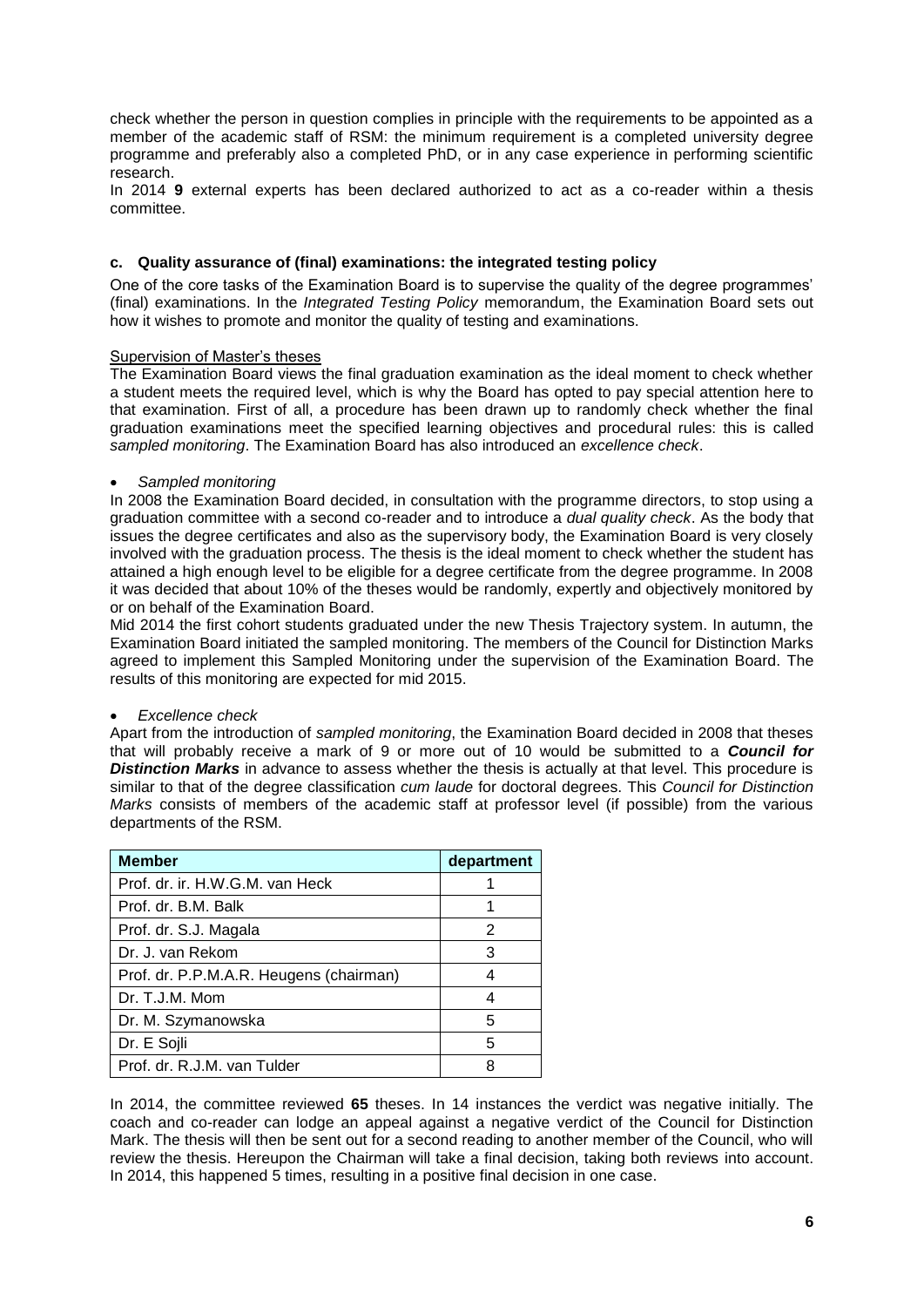check whether the person in question complies in principle with the requirements to be appointed as a member of the academic staff of RSM: the minimum requirement is a completed university degree programme and preferably also a completed PhD, or in any case experience in performing scientific research.

In 2014 **9** external experts has been declared authorized to act as a co-reader within a thesis committee.

### c. Quality assurance of (final) examinations: the integrated testing policy

One of the core tasks of the Examination Board is to supervise the quality of the degree programmes' (final) examinations. In the *Integrated Testing Policy* memorandum, the Examination Board sets out how it wishes to promote and monitor the quality of testing and examinations.

Supervision of Master's theses

The Examination Board views the final graduation examination as the ideal moment to check whether a student meets the required level, which is why the Board has opted to pay special attention here to that examination. First of all, a procedure has been drawn up to randomly check whether the final graduation examinations meet the specified learning objectives and procedural rules: this is called *sampled monitoring*. The Examination Board has also introduced an *excellence check*.

- *Sampled monitoring*

In 2008 the Examination Board decided, in consultation with the programme directors, to stop using a graduation committee with a second co-reader and to introduce a *dual quality check*. As the body that issues the degree certificates and also as the supervisory body, the Examination Board is very closely involved with the graduation process. The thesis is the ideal moment to check whether the student has attained a high enough level to be eligible for a degree certificate from the degree programme. In 2008 it was decided that about 10% of the theses would be randomly, expertly and objectively monitored by or on behalf of the Examination Board.

Mid 2014 the first cohort students graduated under the new Thesis Trajectory system. In autumn, the Examination Board initiated the sampled monitoring. The members of the Council for Distinction Marks agreed to implement this Sampled Monitoring under the supervision of the Examination Board. The results of this monitoring are expected for mid 2015.

- *Excellence check*

Apart from the introduction of *sampled monitoring*, the Examination Board decided in 2008 that theses that will probably receive a mark of 9 or more out of 10 would be submitted to a ***Council for Distinction Marks*** in advance to assess whether the thesis is actually at that level. This procedure is similar to that of the degree classification *cum laude* for doctoral degrees. This *Council for Distinction Marks* consists of members of the academic staff at professor level (if possible) from the various departments of the RSM.

| Member | department |
|---|---|
| Prof. dr. ir. H.W.G.M. van Heck | 1 |
| Prof. dr. B.M. Balk | 1 |
| Prof. dr. S.J. Magala | 2 |
| Dr. J. van Rekom | 3 |
| Prof. dr. P.P.M.A.R. Heugens (chairman) | 4 |
| Dr. T.J.M. Mom | 4 |
| Dr. M. Szymanowska | 5 |
| Dr. E Sojli | 5 |
| Prof. dr. R.J.M. van Tulder | 8 |

In 2014, the committee reviewed **65** theses. In 14 instances the verdict was negative initially. The coach and co-reader can lodge an appeal against a negative verdict of the Council for Distinction Mark. The thesis will then be sent out for a second reading to another member of the Council, who will review the thesis. Hereupon the Chairman will take a final decision, taking both reviews into account. In 2014, this happened 5 times, resulting in a positive final decision in one case.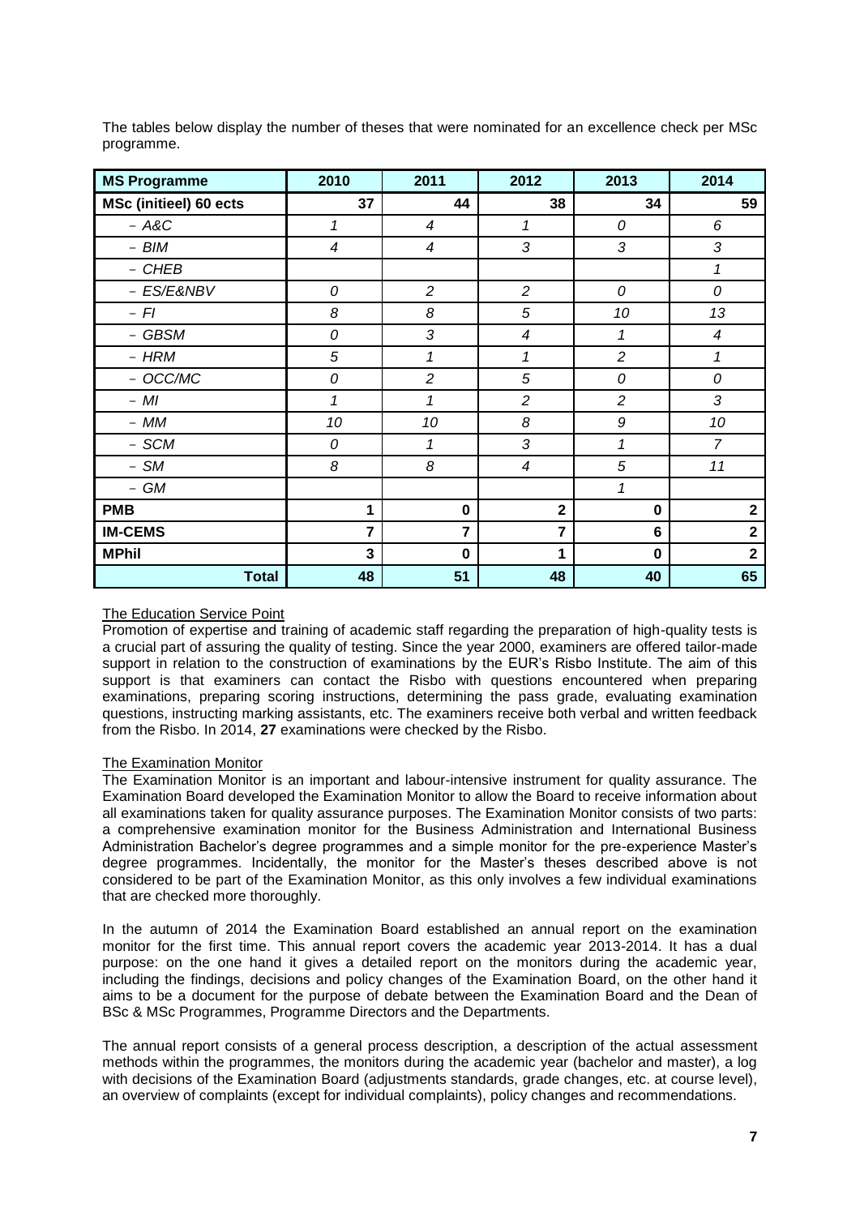The tables below display the number of theses that were nominated for an excellence check per MSc programme.

| MS Programme | 2010 | 2011 | 2012 | 2013 | 2014 |
|---|---|---|---|---|---|
| **MSc (initieel) 60 ects** | **37** | **44** | **38** | **34** | **59** |
| – *A&C* | *1* | *4* | *1* | *0* | *6* |
| – *BIM* | *4* | *4* | *3* | *3* | *3* |
| – *CHEB* | | | | | *1* |
| – *ES/E&NBV* | *0* | *2* | *2* | *0* | *0* |
| – *FI* | *8* | *8* | *5* | *10* | *13* |
| – *GBSM* | *0* | *3* | *4* | *1* | *4* |
| – *HRM* | *5* | *1* | *1* | *2* | *1* |
| – *OCC/MC* | *0* | *2* | *5* | *0* | *0* |
| – *MI* | *1* | *1* | *2* | *2* | *3* |
| – *MM* | *10* | *10* | *8* | *9* | *10* |
| – *SCM* | *0* | *1* | *3* | *1* | *7* |
| – *SM* | *8* | *8* | *4* | *5* | *11* |
| – *GM* | | | | *1* | |
| **PMB** | **1** | **0** | **2** | **0** | **2** |
| **IM-CEMS** | **7** | **7** | **7** | **6** | **2** |
| **MPhil** | **3** | **0** | **1** | **0** | **2** |
| **Total** | **48** | **51** | **48** | **40** | **65** |

The Education Service Point

Promotion of expertise and training of academic staff regarding the preparation of high-quality tests is a crucial part of assuring the quality of testing. Since the year 2000, examiners are offered tailor-made support in relation to the construction of examinations by the EUR's Risbo Institute. The aim of this support is that examiners can contact the Risbo with questions encountered when preparing examinations, preparing scoring instructions, determining the pass grade, evaluating examination questions, instructing marking assistants, etc. The examiners receive both verbal and written feedback from the Risbo. In 2014, **27** examinations were checked by the Risbo.

The Examination Monitor

The Examination Monitor is an important and labour-intensive instrument for quality assurance. The Examination Board developed the Examination Monitor to allow the Board to receive information about all examinations taken for quality assurance purposes. The Examination Monitor consists of two parts: a comprehensive examination monitor for the Business Administration and International Business Administration Bachelor's degree programmes and a simple monitor for the pre-experience Master's degree programmes. Incidentally, the monitor for the Master's theses described above is not considered to be part of the Examination Monitor, as this only involves a few individual examinations that are checked more thoroughly.

In the autumn of 2014 the Examination Board established an annual report on the examination monitor for the first time. This annual report covers the academic year 2013-2014. It has a dual purpose: on the one hand it gives a detailed report on the monitors during the academic year, including the findings, decisions and policy changes of the Examination Board, on the other hand it aims to be a document for the purpose of debate between the Examination Board and the Dean of BSc & MSc Programmes, Programme Directors and the Departments.

The annual report consists of a general process description, a description of the actual assessment methods within the programmes, the monitors during the academic year (bachelor and master), a log with decisions of the Examination Board (adjustments standards, grade changes, etc. at course level), an overview of complaints (except for individual complaints), policy changes and recommendations.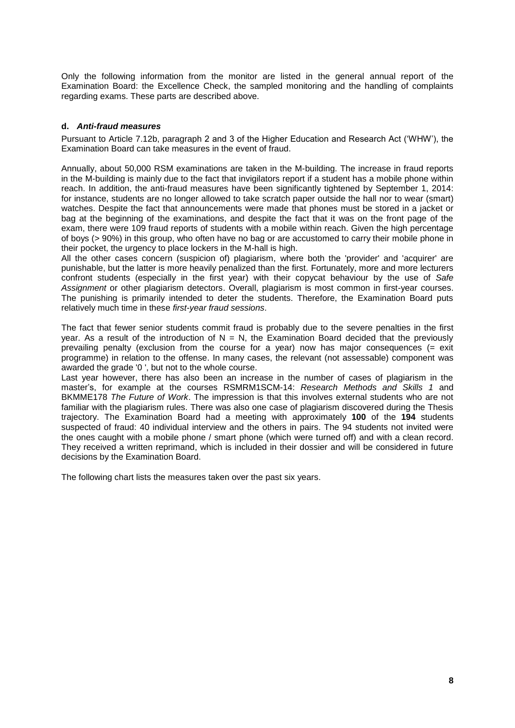Only the following information from the monitor are listed in the general annual report of the Examination Board: the Excellence Check, the sampled monitoring and the handling of complaints regarding exams. These parts are described above.

### d. *Anti-fraud measures*

Pursuant to Article 7.12b, paragraph 2 and 3 of the Higher Education and Research Act ('WHW'), the Examination Board can take measures in the event of fraud.

Annually, about 50,000 RSM examinations are taken in the M-building. The increase in fraud reports in the M-building is mainly due to the fact that invigilators report if a student has a mobile phone within reach. In addition, the anti-fraud measures have been significantly tightened by September 1, 2014: for instance, students are no longer allowed to take scratch paper outside the hall nor to wear (smart) watches. Despite the fact that announcements were made that phones must be stored in a jacket or bag at the beginning of the examinations, and despite the fact that it was on the front page of the exam, there were 109 fraud reports of students with a mobile within reach. Given the high percentage of boys (> 90%) in this group, who often have no bag or are accustomed to carry their mobile phone in their pocket, the urgency to place lockers in the M-hall is high.

All the other cases concern (suspicion of) plagiarism, where both the 'provider' and 'acquirer' are punishable, but the latter is more heavily penalized than the first. Fortunately, more and more lecturers confront students (especially in the first year) with their copycat behaviour by the use of *Safe Assignment* or other plagiarism detectors. Overall, plagiarism is most common in first-year courses. The punishing is primarily intended to deter the students. Therefore, the Examination Board puts relatively much time in these *first-year fraud sessions*.

The fact that fewer senior students commit fraud is probably due to the severe penalties in the first year. As a result of the introduction of N = N, the Examination Board decided that the previously prevailing penalty (exclusion from the course for a year) now has major consequences (= exit programme) in relation to the offense. In many cases, the relevant (not assessable) component was awarded the grade '0 ', but not to the whole course.

Last year however, there has also been an increase in the number of cases of plagiarism in the master's, for example at the courses RSMRM1SCM-14: *Research Methods and Skills 1* and BKMME178 *The Future of Work*. The impression is that this involves external students who are not familiar with the plagiarism rules. There was also one case of plagiarism discovered during the Thesis trajectory. The Examination Board had a meeting with approximately **100** of the **194** students suspected of fraud: 40 individual interview and the others in pairs. The 94 students not invited were the ones caught with a mobile phone / smart phone (which were turned off) and with a clean record. They received a written reprimand, which is included in their dossier and will be considered in future decisions by the Examination Board.

The following chart lists the measures taken over the past six years.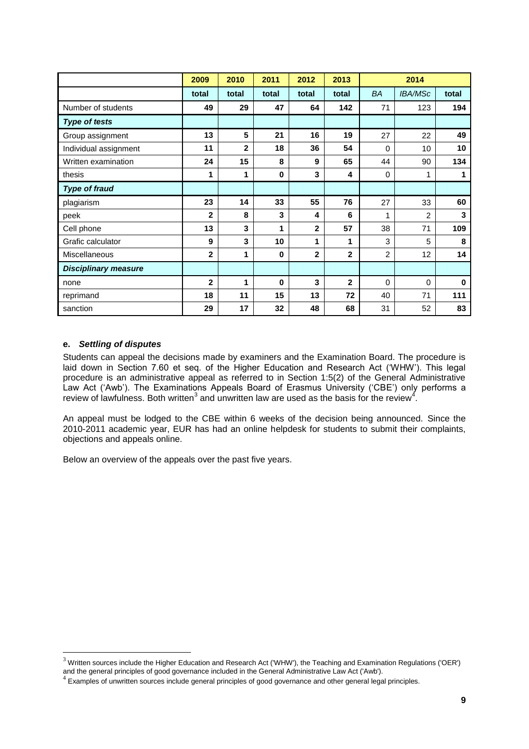| | 2009 | 2010 | 2011 | 2012 | 2013 | 2014 | | |
|---|---|---|---|---|---|---|---|---|
| | total | total | total | total | total | *BA* | *IBA/MSc* | total |
| Number of students | **49** | **29** | **47** | **64** | **142** | 71 | 123 | **194** |
| ***Type of tests*** | | | | | | | | |
| Group assignment | **13** | **5** | **21** | **16** | **19** | 27 | 22 | **49** |
| Individual assignment | **11** | **2** | **18** | **36** | **54** | 0 | 10 | **10** |
| Written examination | **24** | **15** | **8** | **9** | **65** | 44 | 90 | **134** |
| thesis | **1** | **1** | **0** | **3** | **4** | 0 | 1 | **1** |
| ***Type of fraud*** | | | | | | | | |
| plagiarism | **23** | **14** | **33** | **55** | **76** | 27 | 33 | **60** |
| peek | **2** | **8** | **3** | **4** | **6** | 1 | 2 | **3** |
| Cell phone | **13** | **3** | **1** | **2** | **57** | 38 | 71 | **109** |
| Grafic calculator | **9** | **3** | **10** | **1** | **1** | 3 | 5 | **8** |
| Miscellaneous | **2** | **1** | **0** | **2** | **2** | 2 | 12 | **14** |
| ***Disciplinary measure*** | | | | | | | | |
| none | **2** | **1** | **0** | **3** | **2** | 0 | 0 | **0** |
| reprimand | **18** | **11** | **15** | **13** | **72** | 40 | 71 | **111** |
| sanction | **29** | **17** | **32** | **48** | **68** | 31 | 52 | **83** |

**e. *Settling of disputes***

Students can appeal the decisions made by examiners and the Examination Board. The procedure is laid down in Section 7.60 et seq. of the Higher Education and Research Act ('WHW'). This legal procedure is an administrative appeal as referred to in Section 1:5(2) of the General Administrative Law Act ('Awb'). The Examinations Appeals Board of Erasmus University ('CBE') only performs a review of lawfulness. Both written[3] and unwritten law are used as the basis for the review[4].

An appeal must be lodged to the CBE within 6 weeks of the decision being announced. Since the 2010-2011 academic year, EUR has had an online helpdesk for students to submit their complaints, objections and appeals online.

Below an overview of the appeals over the past five years.

[3] Written sources include the Higher Education and Research Act ('WHW'), the Teaching and Examination Regulations ('OER') and the general principles of good governance included in the General Administrative Law Act ('Awb').

[4] Examples of unwritten sources include general principles of good governance and other general legal principles.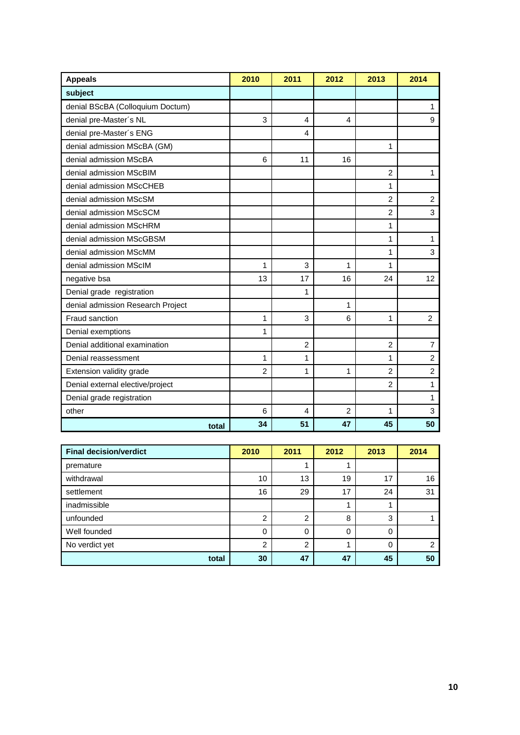| Appeals | 2010 | 2011 | 2012 | 2013 | 2014 |
|---|---|---|---|---|---|
| **subject** | | | | | |
| denial BScBA (Colloquium Doctum) | | | | | 1 |
| denial pre-Master´s NL | 3 | 4 | 4 | | 9 |
| denial pre-Master´s ENG | | 4 | | | |
| denial admission MScBA (GM) | | | | 1 | |
| denial admission MScBA | 6 | 11 | 16 | | |
| denial admission MScBIM | | | | 2 | 1 |
| denial admission MScCHEB | | | | 1 | |
| denial admission MScSM | | | | 2 | 2 |
| denial admission MScSCM | | | | 2 | 3 |
| denial admission MScHRM | | | | 1 | |
| denial admission MScGBSM | | | | 1 | 1 |
| denial admission MScMM | | | | 1 | 3 |
| denial admission MScIM | 1 | 3 | 1 | 1 | |
| negative bsa | 13 | 17 | 16 | 24 | 12 |
| Denial grade registration | | 1 | | | |
| denial admission Research Project | | | 1 | | |
| Fraud sanction | 1 | 3 | 6 | 1 | 2 |
| Denial exemptions | 1 | | | | |
| Denial additional examination | | 2 | | 2 | 7 |
| Denial reassessment | 1 | 1 | | 1 | 2 |
| Extension validity grade | 2 | 1 | 1 | 2 | 2 |
| Denial external elective/project | | | | 2 | 1 |
| Denial grade registration | | | | | 1 |
| other | 6 | 4 | 2 | 1 | 3 |
| **total** | **34** | **51** | **47** | **45** | **50** |

| Final decision/verdict | 2010 | 2011 | 2012 | 2013 | 2014 |
|---|---|---|---|---|---|
| premature | | 1 | 1 | | |
| withdrawal | 10 | 13 | 19 | 17 | 16 |
| settlement | 16 | 29 | 17 | 24 | 31 |
| inadmissible | | | 1 | 1 | |
| unfounded | 2 | 2 | 8 | 3 | 1 |
| Well founded | 0 | 0 | 0 | 0 | |
| No verdict yet | 2 | 2 | 1 | 0 | 2 |
| **total** | **30** | **47** | **47** | **45** | **50** |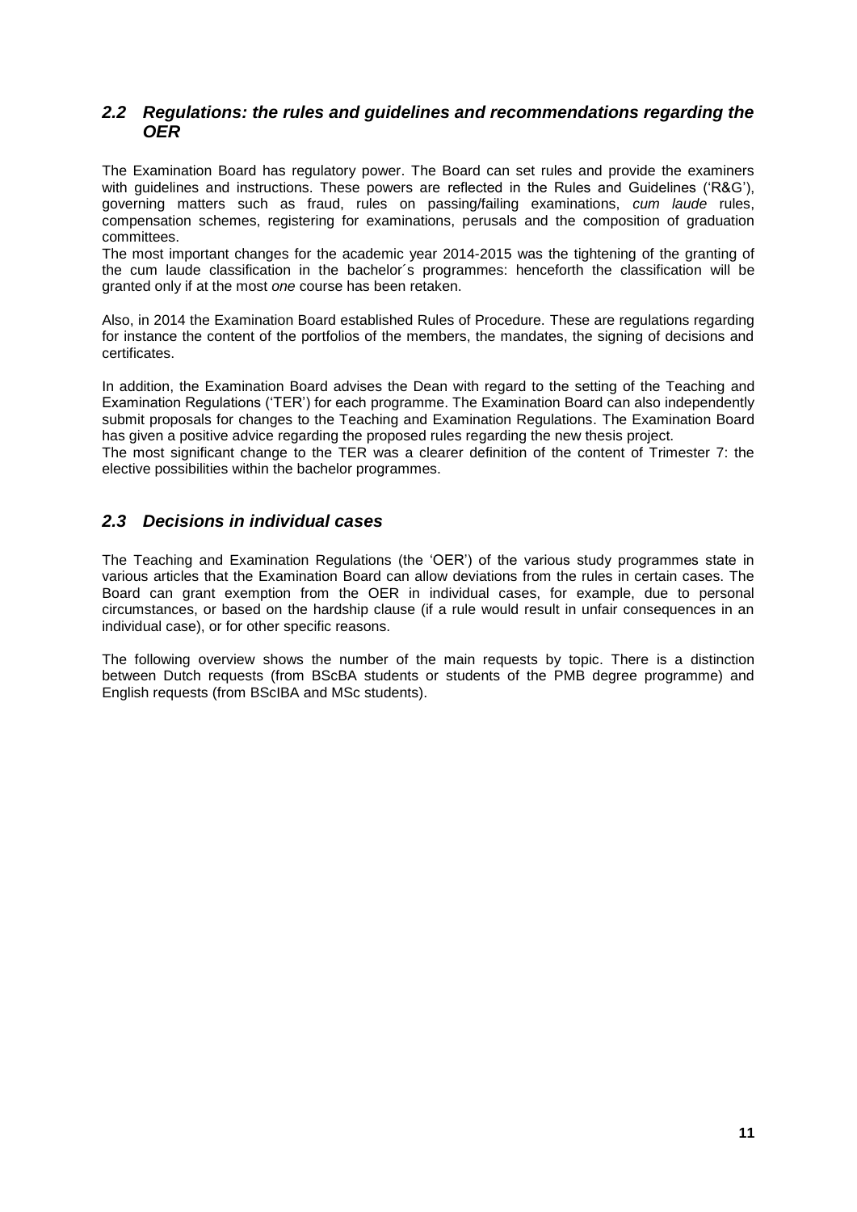## *2.2 Regulations: the rules and guidelines and recommendations regarding the OER*

The Examination Board has regulatory power. The Board can set rules and provide the examiners with guidelines and instructions. These powers are reflected in the Rules and Guidelines ('R&G'), governing matters such as fraud, rules on passing/failing examinations, *cum laude* rules, compensation schemes, registering for examinations, perusals and the composition of graduation committees.

The most important changes for the academic year 2014-2015 was the tightening of the granting of the cum laude classification in the bachelor´s programmes: henceforth the classification will be granted only if at the most *one* course has been retaken.

Also, in 2014 the Examination Board established Rules of Procedure. These are regulations regarding for instance the content of the portfolios of the members, the mandates, the signing of decisions and certificates.

In addition, the Examination Board advises the Dean with regard to the setting of the Teaching and Examination Regulations ('TER') for each programme. The Examination Board can also independently submit proposals for changes to the Teaching and Examination Regulations. The Examination Board has given a positive advice regarding the proposed rules regarding the new thesis project.

The most significant change to the TER was a clearer definition of the content of Trimester 7: the elective possibilities within the bachelor programmes.

## *2.3 Decisions in individual cases*

The Teaching and Examination Regulations (the 'OER') of the various study programmes state in various articles that the Examination Board can allow deviations from the rules in certain cases. The Board can grant exemption from the OER in individual cases, for example, due to personal circumstances, or based on the hardship clause (if a rule would result in unfair consequences in an individual case), or for other specific reasons.

The following overview shows the number of the main requests by topic. There is a distinction between Dutch requests (from BScBA students or students of the PMB degree programme) and English requests (from BScIBA and MSc students).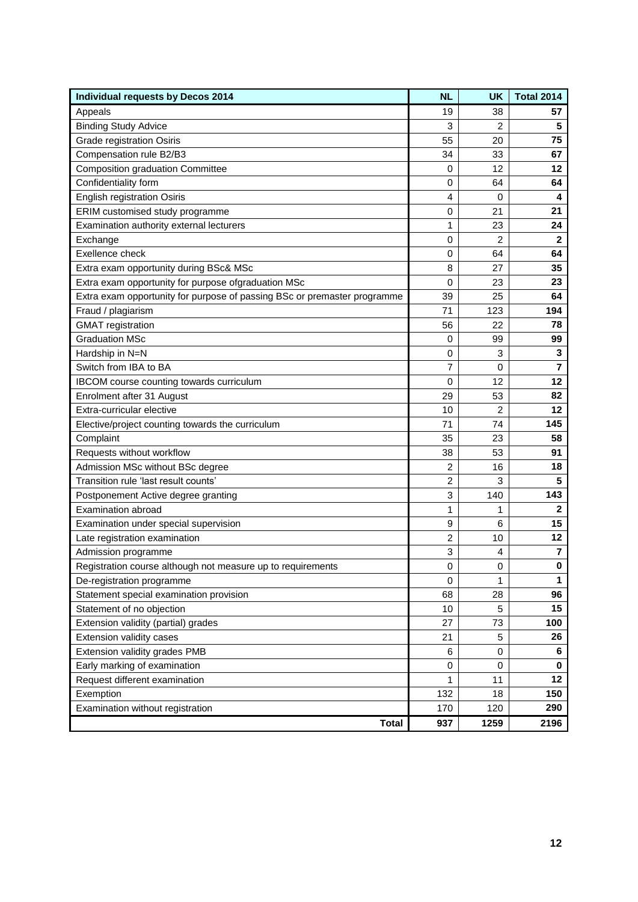| Individual requests by Decos 2014 | NL | UK | Total 2014 |
|---|---|---|---|
| Appeals | 19 | 38 | **57** |
| Binding Study Advice | 3 | 2 | **5** |
| Grade registration Osiris | 55 | 20 | **75** |
| Compensation rule B2/B3 | 34 | 33 | **67** |
| Composition graduation Committee | 0 | 12 | **12** |
| Confidentiality form | 0 | 64 | **64** |
| English registration Osiris | 4 | 0 | **4** |
| ERIM customised study programme | 0 | 21 | **21** |
| Examination authority external lecturers | 1 | 23 | **24** |
| Exchange | 0 | 2 | **2** |
| Exellence check | 0 | 64 | **64** |
| Extra exam opportunity during BSc& MSc | 8 | 27 | **35** |
| Extra exam opportunity for purpose ofgraduation MSc | 0 | 23 | **23** |
| Extra exam opportunity for purpose of passing BSc or premaster programme | 39 | 25 | **64** |
| Fraud / plagiarism | 71 | 123 | **194** |
| GMAT registration | 56 | 22 | **78** |
| Graduation MSc | 0 | 99 | **99** |
| Hardship in N=N | 0 | 3 | **3** |
| Switch from IBA to BA | 7 | 0 | **7** |
| IBCOM course counting towards curriculum | 0 | 12 | **12** |
| Enrolment after 31 August | 29 | 53 | **82** |
| Extra-curricular elective | 10 | 2 | **12** |
| Elective/project counting towards the curriculum | 71 | 74 | **145** |
| Complaint | 35 | 23 | **58** |
| Requests without workflow | 38 | 53 | **91** |
| Admission MSc without BSc degree | 2 | 16 | **18** |
| Transition rule 'last result counts' | 2 | 3 | **5** |
| Postponement Active degree granting | 3 | 140 | **143** |
| Examination abroad | 1 | 1 | **2** |
| Examination under special supervision | 9 | 6 | **15** |
| Late registration examination | 2 | 10 | **12** |
| Admission programme | 3 | 4 | **7** |
| Registration course although not measure up to requirements | 0 | 0 | **0** |
| De-registration programme | 0 | 1 | **1** |
| Statement special examination provision | 68 | 28 | **96** |
| Statement of no objection | 10 | 5 | **15** |
| Extension validity (partial) grades | 27 | 73 | **100** |
| Extension validity cases | 21 | 5 | **26** |
| Extension validity grades PMB | 6 | 0 | **6** |
| Early marking of examination | 0 | 0 | **0** |
| Request different examination | 1 | 11 | **12** |
| Exemption | 132 | 18 | **150** |
| Examination without registration | 170 | 120 | **290** |
| **Total** | **937** | **1259** | **2196** |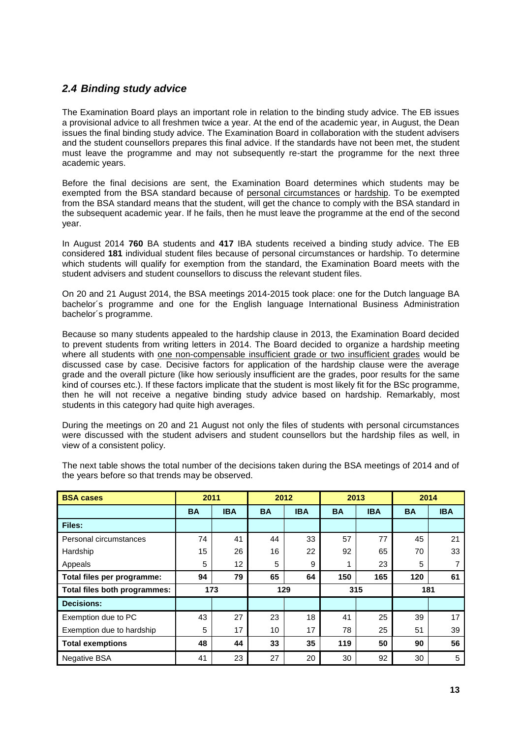## *2.4 Binding study advice*

The Examination Board plays an important role in relation to the binding study advice. The EB issues a provisional advice to all freshmen twice a year. At the end of the academic year, in August, the Dean issues the final binding study advice. The Examination Board in collaboration with the student advisers and the student counsellors prepares this final advice. If the standards have not been met, the student must leave the programme and may not subsequently re-start the programme for the next three academic years.

Before the final decisions are sent, the Examination Board determines which students may be exempted from the BSA standard because of personal circumstances or hardship. To be exempted from the BSA standard means that the student, will get the chance to comply with the BSA standard in the subsequent academic year. If he fails, then he must leave the programme at the end of the second year.

In August 2014 **760** BA students and **417** IBA students received a binding study advice. The EB considered **181** individual student files because of personal circumstances or hardship. To determine which students will qualify for exemption from the standard, the Examination Board meets with the student advisers and student counsellors to discuss the relevant student files.

On 20 and 21 August 2014, the BSA meetings 2014-2015 took place: one for the Dutch language BA bachelor´s programme and one for the English language International Business Administration bachelor´s programme.

Because so many students appealed to the hardship clause in 2013, the Examination Board decided to prevent students from writing letters in 2014. The Board decided to organize a hardship meeting where all students with one non-compensable insufficient grade or two insufficient grades would be discussed case by case. Decisive factors for application of the hardship clause were the average grade and the overall picture (like how seriously insufficient are the grades, poor results for the same kind of courses etc.). If these factors implicate that the student is most likely fit for the BSc programme, then he will not receive a negative binding study advice based on hardship. Remarkably, most students in this category had quite high averages.

During the meetings on 20 and 21 August not only the files of students with personal circumstances were discussed with the student advisers and student counsellors but the hardship files as well, in view of a consistent policy.

The next table shows the total number of the decisions taken during the BSA meetings of 2014 and of the years before so that trends may be observed.

| **BSA cases** | **2011** | | **2012** | | **2013** | | **2014** | |
|---|---|---|---|---|---|---|---|---|
| | **BA** | **IBA** | **BA** | **IBA** | **BA** | **IBA** | **BA** | **IBA** |
| **Files:** | | | | | | | | |
| Personal circumstances | 74 | 41 | 44 | 33 | 57 | 77 | 45 | 21 |
| Hardship | 15 | 26 | 16 | 22 | 92 | 65 | 70 | 33 |
| Appeals | 5 | 12 | 5 | 9 | 1 | 23 | 5 | 7 |
| **Total files per programme:** | **94** | **79** | **65** | **64** | **150** | **165** | **120** | **61** |
| **Total files both programmes:** | **173** | | **129** | | **315** | | **181** | |
| **Decisions:** | | | | | | | | |
| Exemption due to PC | 43 | 27 | 23 | 18 | 41 | 25 | 39 | 17 |
| Exemption due to hardship | 5 | 17 | 10 | 17 | 78 | 25 | 51 | 39 |
| **Total exemptions** | **48** | **44** | **33** | **35** | **119** | **50** | **90** | **56** |
| Negative BSA | 41 | 23 | 27 | 20 | 30 | 92 | 30 | 5 |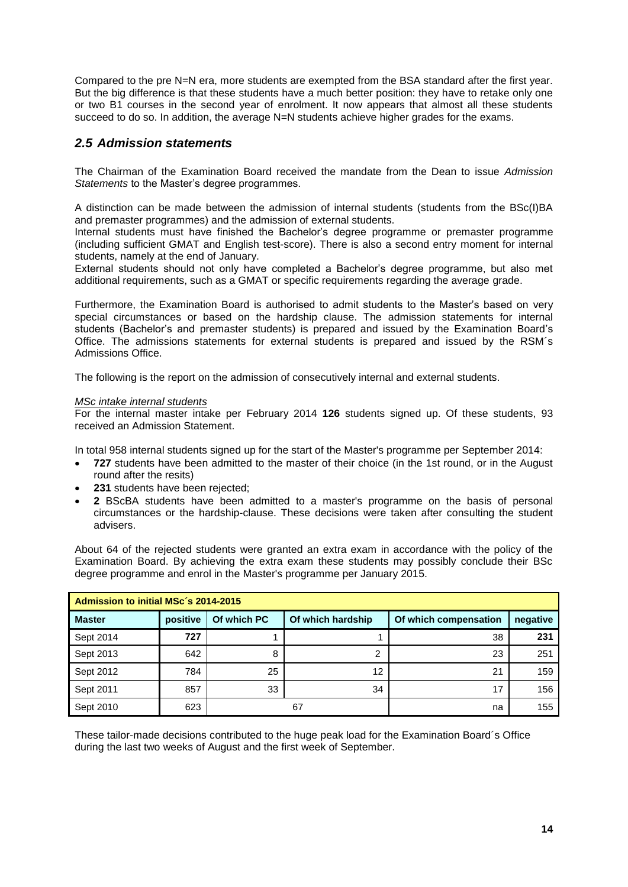Compared to the pre N=N era, more students are exempted from the BSA standard after the first year. But the big difference is that these students have a much better position: they have to retake only one or two B1 courses in the second year of enrolment. It now appears that almost all these students succeed to do so. In addition, the average N=N students achieve higher grades for the exams.

## *2.5 Admission statements*

The Chairman of the Examination Board received the mandate from the Dean to issue *Admission Statements* to the Master's degree programmes.

A distinction can be made between the admission of internal students (students from the BSc(I)BA and premaster programmes) and the admission of external students.
Internal students must have finished the Bachelor's degree programme or premaster programme (including sufficient GMAT and English test-score). There is also a second entry moment for internal students, namely at the end of January.
External students should not only have completed a Bachelor's degree programme, but also met additional requirements, such as a GMAT or specific requirements regarding the average grade.

Furthermore, the Examination Board is authorised to admit students to the Master's based on very special circumstances or based on the hardship clause. The admission statements for internal students (Bachelor's and premaster students) is prepared and issued by the Examination Board's Office. The admissions statements for external students is prepared and issued by the RSM´s Admissions Office.

The following is the report on the admission of consecutively internal and external students.

*MSc intake internal students*
For the internal master intake per February 2014 **126** students signed up. Of these students, 93 received an Admission Statement.

In total 958 internal students signed up for the start of the Master's programme per September 2014:

- **727** students have been admitted to the master of their choice (in the 1st round, or in the August round after the resits)
- **231** students have been rejected;
- **2** BScBA students have been admitted to a master's programme on the basis of personal circumstances or the hardship-clause. These decisions were taken after consulting the student advisers.

About 64 of the rejected students were granted an extra exam in accordance with the policy of the Examination Board. By achieving the extra exam these students may possibly conclude their BSc degree programme and enrol in the Master's programme per January 2015.

| **Admission to initial MSc´s 2014-2015** | | | | | |
|---|---|---|---|---|---|
| **Master** | **positive** | **Of which PC** | **Of which hardship** | **Of which compensation** | **negative** |
| Sept 2014 | **727** | 1 | 1 | 38 | **231** |
| Sept 2013 | 642 | 8 | 2 | 23 | 251 |
| Sept 2012 | 784 | 25 | 12 | 21 | 159 |
| Sept 2011 | 857 | 33 | 34 | 17 | 156 |
| Sept 2010 | 623 | 67 | | na | 155 |

These tailor-made decisions contributed to the huge peak load for the Examination Board´s Office during the last two weeks of August and the first week of September.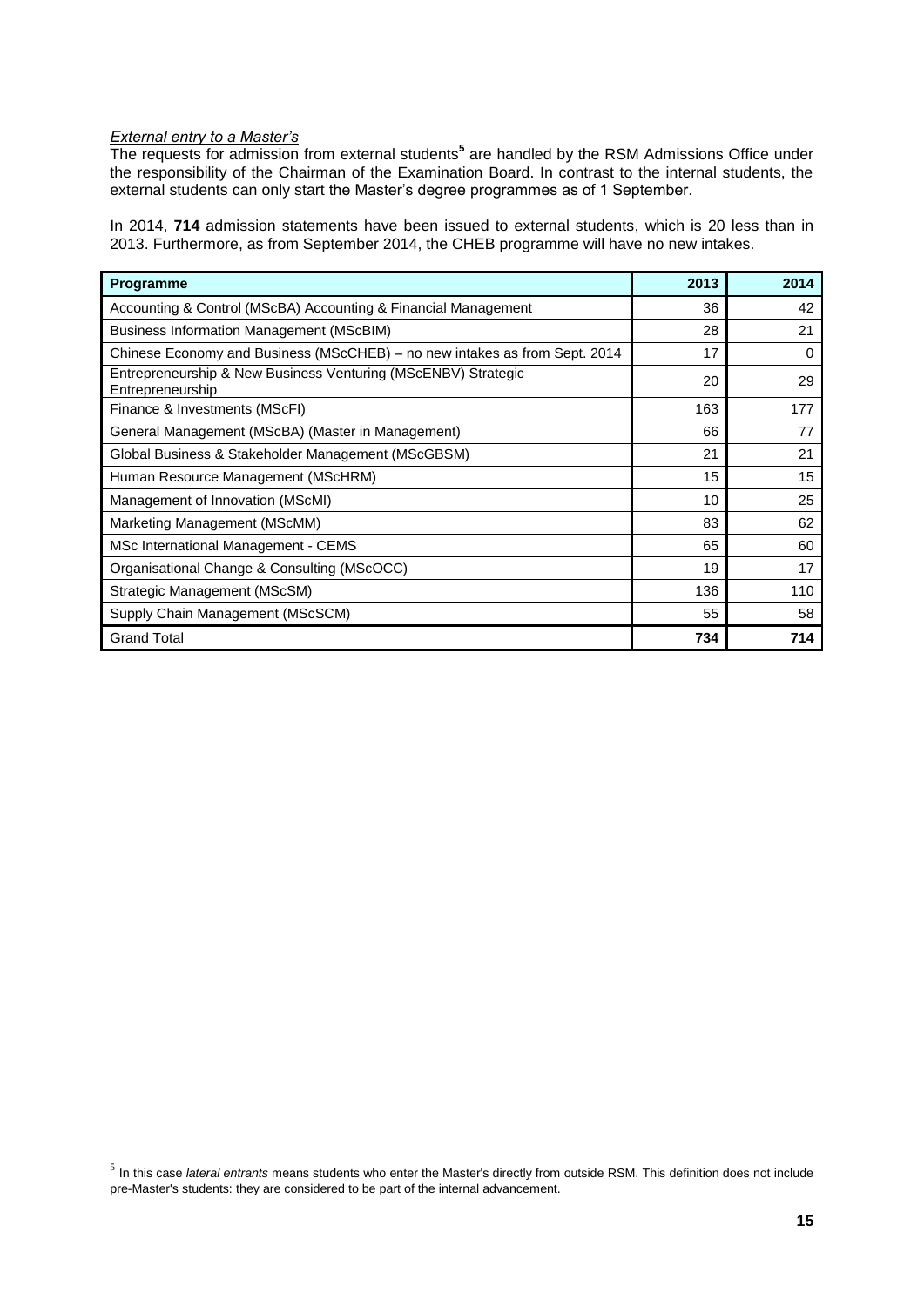*External entry to a Master's*

The requests for admission from external students[5] are handled by the RSM Admissions Office under the responsibility of the Chairman of the Examination Board. In contrast to the internal students, the external students can only start the Master's degree programmes as of 1 September.

In 2014, **714** admission statements have been issued to external students, which is 20 less than in 2013. Furthermore, as from September 2014, the CHEB programme will have no new intakes.

| Programme | 2013 | 2014 |
|---|---|---|
| Accounting & Control (MScBA) Accounting & Financial Management | 36 | 42 |
| Business Information Management (MScBIM) | 28 | 21 |
| Chinese Economy and Business (MScCHEB) – no new intakes as from Sept. 2014 | 17 | 0 |
| Entrepreneurship & New Business Venturing (MScENBV) Strategic Entrepreneurship | 20 | 29 |
| Finance & Investments (MScFI) | 163 | 177 |
| General Management (MScBA) (Master in Management) | 66 | 77 |
| Global Business & Stakeholder Management (MScGBSM) | 21 | 21 |
| Human Resource Management (MScHRM) | 15 | 15 |
| Management of Innovation (MScMI) | 10 | 25 |
| Marketing Management (MScMM) | 83 | 62 |
| MSc International Management - CEMS | 65 | 60 |
| Organisational Change & Consulting (MScOCC) | 19 | 17 |
| Strategic Management (MScSM) | 136 | 110 |
| Supply Chain Management (MScSCM) | 55 | 58 |
| Grand Total | **734** | **714** |

[5] In this case *lateral entrants* means students who enter the Master's directly from outside RSM. This definition does not include pre-Master's students: they are considered to be part of the internal advancement.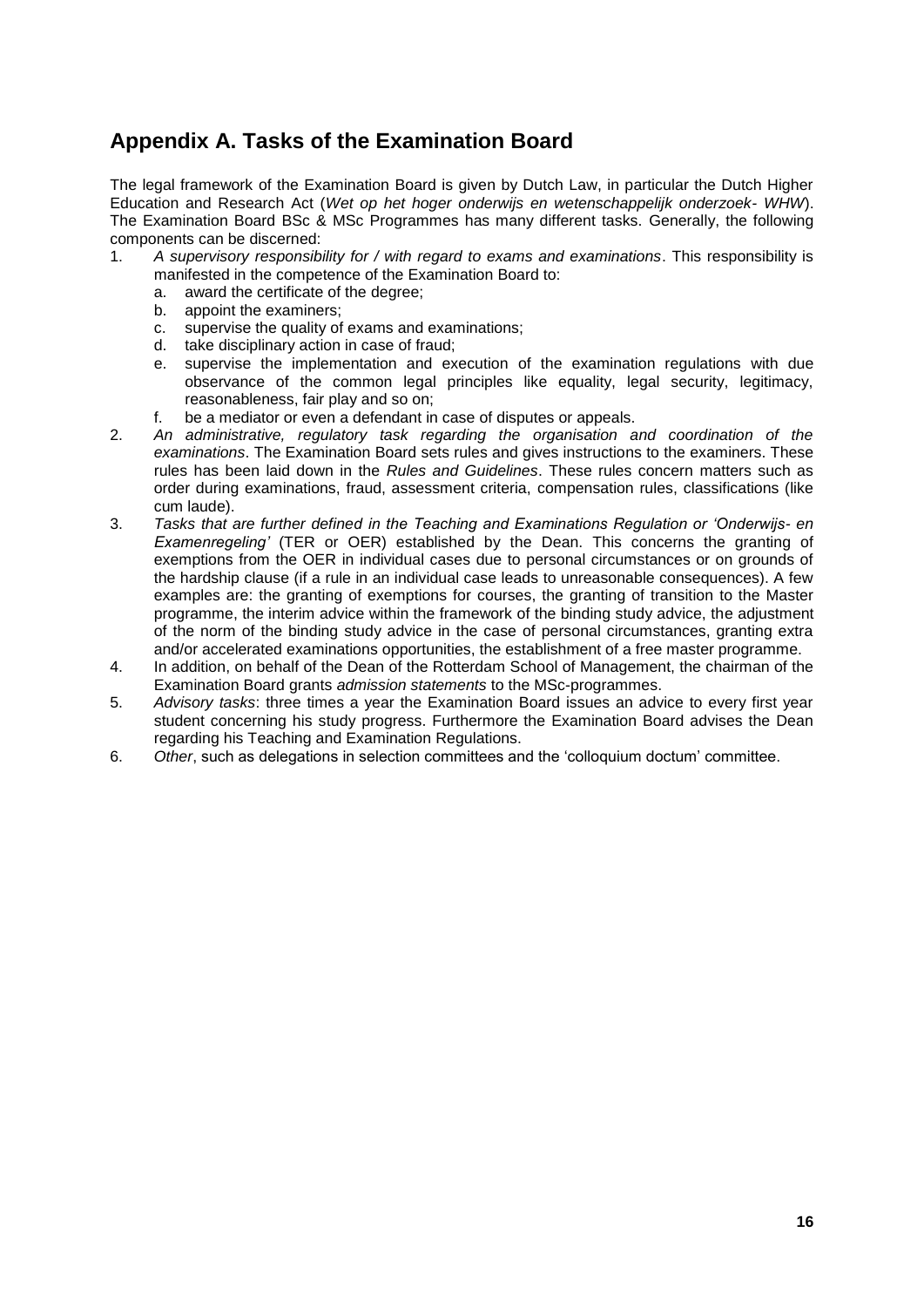## Appendix A. Tasks of the Examination Board

The legal framework of the Examination Board is given by Dutch Law, in particular the Dutch Higher Education and Research Act (*Wet op het hoger onderwijs en wetenschappelijk onderzoek- WHW*). The Examination Board BSc & MSc Programmes has many different tasks. Generally, the following components can be discerned:

1. *A supervisory responsibility for / with regard to exams and examinations*. This responsibility is manifested in the competence of the Examination Board to:
   a. award the certificate of the degree;
   b. appoint the examiners;
   c. supervise the quality of exams and examinations;
   d. take disciplinary action in case of fraud;
   e. supervise the implementation and execution of the examination regulations with due observance of the common legal principles like equality, legal security, legitimacy, reasonableness, fair play and so on;
   f. be a mediator or even a defendant in case of disputes or appeals.
2. *An administrative, regulatory task regarding the organisation and coordination of the examinations*. The Examination Board sets rules and gives instructions to the examiners. These rules has been laid down in the *Rules and Guidelines*. These rules concern matters such as order during examinations, fraud, assessment criteria, compensation rules, classifications (like cum laude).
3. *Tasks that are further defined in the Teaching and Examinations Regulation or 'Onderwijs- en Examenregeling'* (TER or OER) established by the Dean. This concerns the granting of exemptions from the OER in individual cases due to personal circumstances or on grounds of the hardship clause (if a rule in an individual case leads to unreasonable consequences). A few examples are: the granting of exemptions for courses, the granting of transition to the Master programme, the interim advice within the framework of the binding study advice, the adjustment of the norm of the binding study advice in the case of personal circumstances, granting extra and/or accelerated examinations opportunities, the establishment of a free master programme.
4. In addition, on behalf of the Dean of the Rotterdam School of Management, the chairman of the Examination Board grants *admission statements* to the MSc-programmes.
5. *Advisory tasks*: three times a year the Examination Board issues an advice to every first year student concerning his study progress. Furthermore the Examination Board advises the Dean regarding his Teaching and Examination Regulations.
6. *Other*, such as delegations in selection committees and the 'colloquium doctum' committee.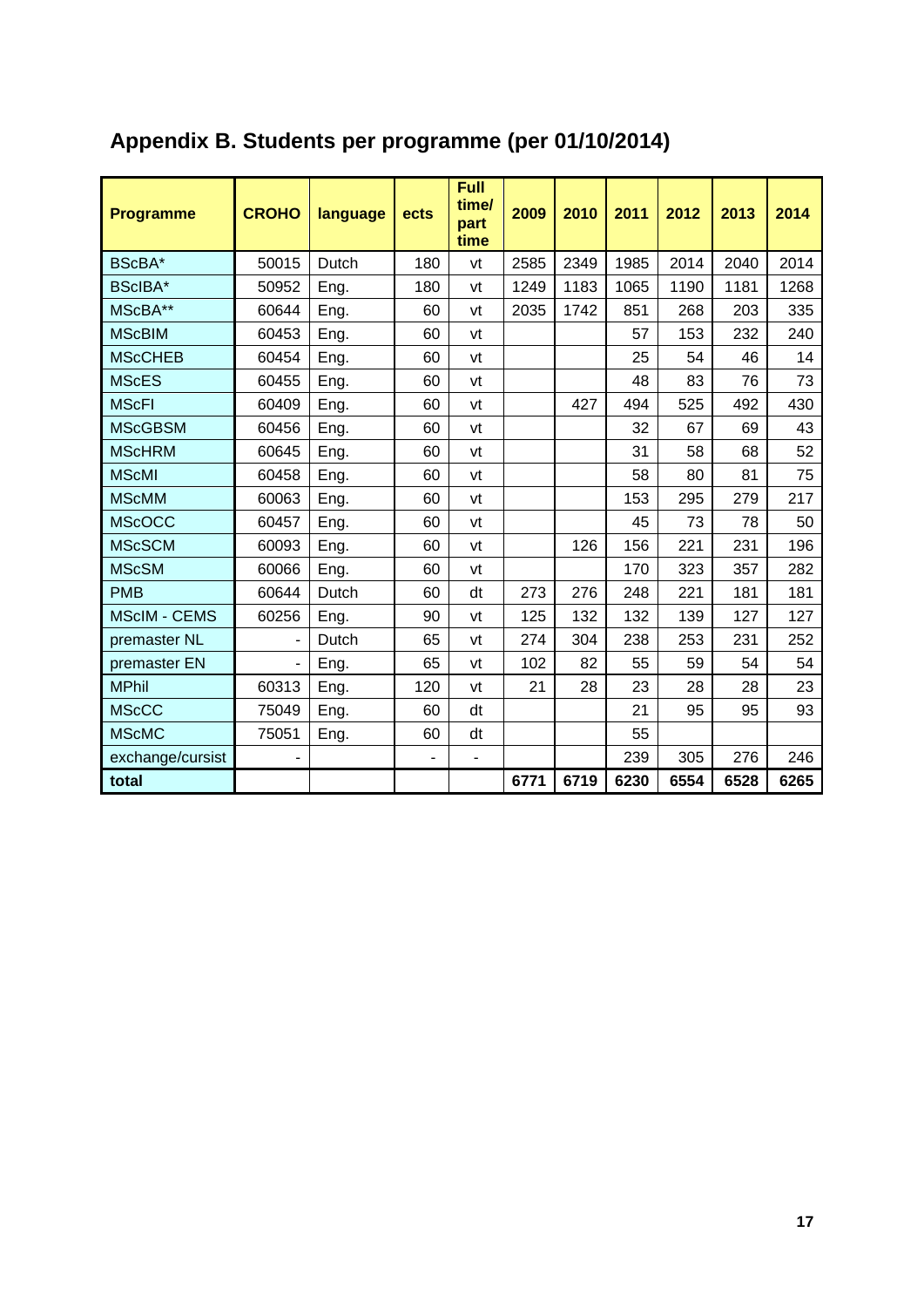## Appendix B. Students per programme (per 01/10/2014)

| Programme | CROHO | language | ects | Full time/ part time | 2009 | 2010 | 2011 | 2012 | 2013 | 2014 |
|---|---|---|---|---|---|---|---|---|---|---|
| BScBA* | 50015 | Dutch | 180 | vt | 2585 | 2349 | 1985 | 2014 | 2040 | 2014 |
| BScIBA* | 50952 | Eng. | 180 | vt | 1249 | 1183 | 1065 | 1190 | 1181 | 1268 |
| MScBA** | 60644 | Eng. | 60 | vt | 2035 | 1742 | 851 | 268 | 203 | 335 |
| MScBIM | 60453 | Eng. | 60 | vt | | | 57 | 153 | 232 | 240 |
| MScCHEB | 60454 | Eng. | 60 | vt | | | 25 | 54 | 46 | 14 |
| MScES | 60455 | Eng. | 60 | vt | | | 48 | 83 | 76 | 73 |
| MScFI | 60409 | Eng. | 60 | vt | | 427 | 494 | 525 | 492 | 430 |
| MScGBSM | 60456 | Eng. | 60 | vt | | | 32 | 67 | 69 | 43 |
| MScHRM | 60645 | Eng. | 60 | vt | | | 31 | 58 | 68 | 52 |
| MScMI | 60458 | Eng. | 60 | vt | | | 58 | 80 | 81 | 75 |
| MScMM | 60063 | Eng. | 60 | vt | | | 153 | 295 | 279 | 217 |
| MScOCC | 60457 | Eng. | 60 | vt | | | 45 | 73 | 78 | 50 |
| MScSCM | 60093 | Eng. | 60 | vt | | 126 | 156 | 221 | 231 | 196 |
| MScSM | 60066 | Eng. | 60 | vt | | | 170 | 323 | 357 | 282 |
| PMB | 60644 | Dutch | 60 | dt | 273 | 276 | 248 | 221 | 181 | 181 |
| MScIM - CEMS | 60256 | Eng. | 90 | vt | 125 | 132 | 132 | 139 | 127 | 127 |
| premaster NL | - | Dutch | 65 | vt | 274 | 304 | 238 | 253 | 231 | 252 |
| premaster EN | - | Eng. | 65 | vt | 102 | 82 | 55 | 59 | 54 | 54 |
| MPhil | 60313 | Eng. | 120 | vt | 21 | 28 | 23 | 28 | 28 | 23 |
| MScCC | 75049 | Eng. | 60 | dt | | | 21 | 95 | 95 | 93 |
| MScMC | 75051 | Eng. | 60 | dt | | | 55 | | | |
| exchange/cursist | - | | - | - | | | 239 | 305 | 276 | 246 |
| **total** | | | | | **6771** | **6719** | **6230** | **6554** | **6528** | **6265** |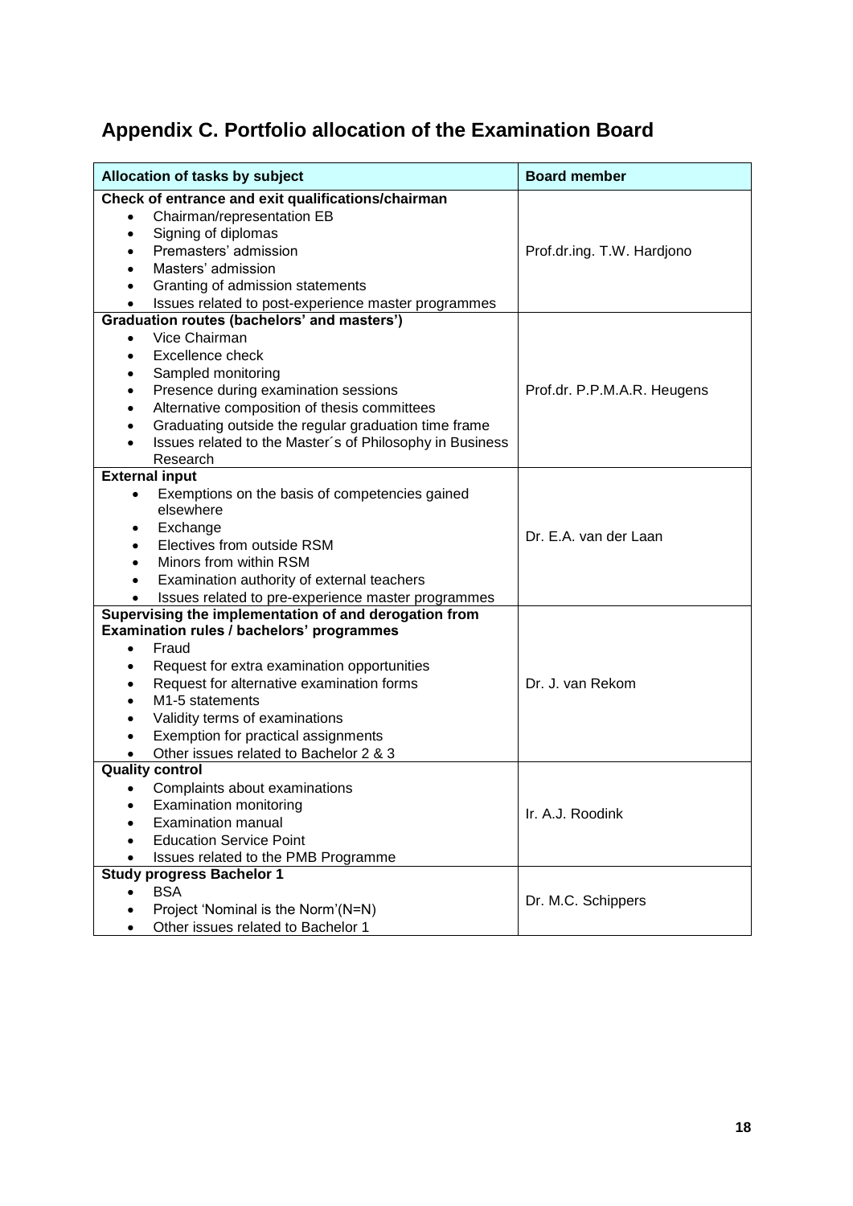# Appendix C. Portfolio allocation of the Examination Board

| Allocation of tasks by subject | Board member |
|---|---|
| **Check of entrance and exit qualifications/chairman**<br>• Chairman/representation EB<br>• Signing of diplomas<br>• Premasters' admission<br>• Masters' admission<br>• Granting of admission statements<br>• Issues related to post-experience master programmes | Prof.dr.ing. T.W. Hardjono |
| **Graduation routes (bachelors' and masters')**<br>• Vice Chairman<br>• Excellence check<br>• Sampled monitoring<br>• Presence during examination sessions<br>• Alternative composition of thesis committees<br>• Graduating outside the regular graduation time frame<br>• Issues related to the Master´s of Philosophy in Business Research | Prof.dr. P.P.M.A.R. Heugens |
| **External input**<br>• Exemptions on the basis of competencies gained elsewhere<br>• Exchange<br>• Electives from outside RSM<br>• Minors from within RSM<br>• Examination authority of external teachers<br>• Issues related to pre-experience master programmes | Dr. E.A. van der Laan |
| **Supervising the implementation of and derogation from Examination rules / bachelors' programmes**<br>• Fraud<br>• Request for extra examination opportunities<br>• Request for alternative examination forms<br>• M1-5 statements<br>• Validity terms of examinations<br>• Exemption for practical assignments<br>• Other issues related to Bachelor 2 & 3 | Dr. J. van Rekom |
| **Quality control**<br>• Complaints about examinations<br>• Examination monitoring<br>• Examination manual<br>• Education Service Point<br>• Issues related to the PMB Programme | Ir. A.J. Roodink |
| **Study progress Bachelor 1**<br>• BSA<br>• Project 'Nominal is the Norm'(N=N)<br>• Other issues related to Bachelor 1 | Dr. M.C. Schippers |